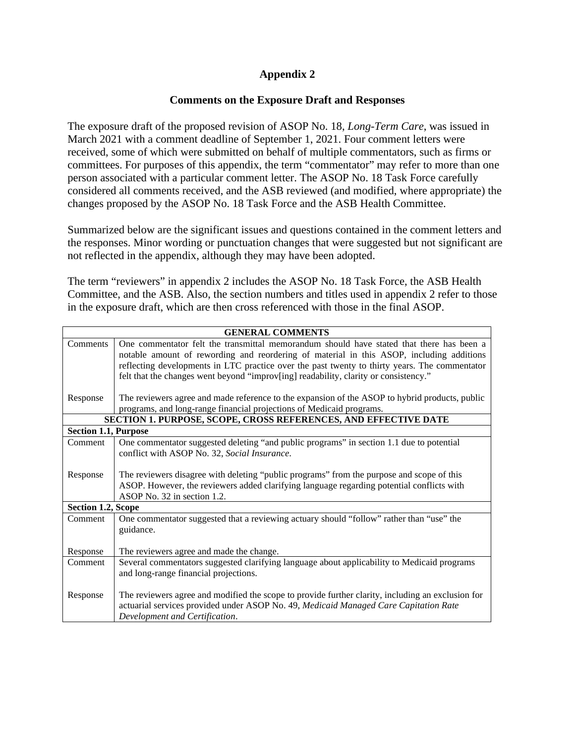# Appendix 2

## Comments on the Exposure Draft and Responses

The exposure draft of the proposed revision of ASOP No. 18, *Long-Term Care*, was issued in March 2021 with a comment deadline of September 1, 2021. Four comment letters were received, some of which were submitted on behalf of multiple commentators, such as firms or committees. For purposes of this appendix, the term "commentator" may refer to more than one person associated with a particular comment letter. The ASOP No. 18 Task Force carefully considered all comments received, and the ASB reviewed (and modified, where appropriate) the changes proposed by the ASOP No. 18 Task Force and the ASB Health Committee.

Summarized below are the significant issues and questions contained in the comment letters and the responses. Minor wording or punctuation changes that were suggested but not significant are not reflected in the appendix, although they may have been adopted.

The term "reviewers" in appendix 2 includes the ASOP No. 18 Task Force, the ASB Health Committee, and the ASB. Also, the section numbers and titles used in appendix 2 refer to those in the exposure draft, which are then cross referenced with those in the final ASOP.

| **GENERAL COMMENTS** | |
|---|---|
| Comments | One commentator felt the transmittal memorandum should have stated that there has been a notable amount of rewording and reordering of material in this ASOP, including additions reflecting developments in LTC practice over the past twenty to thirty years. The commentator felt that the changes went beyond "improv[ing] readability, clarity or consistency." |
| Response | The reviewers agree and made reference to the expansion of the ASOP to hybrid products, public programs, and long-range financial projections of Medicaid programs. |
| **SECTION 1. PURPOSE, SCOPE, CROSS REFERENCES, AND EFFECTIVE DATE** | |
| **Section 1.1, Purpose** | |
| Comment | One commentator suggested deleting "and public programs" in section 1.1 due to potential conflict with ASOP No. 32, *Social Insurance*. |
| Response | The reviewers disagree with deleting "public programs" from the purpose and scope of this ASOP. However, the reviewers added clarifying language regarding potential conflicts with ASOP No. 32 in section 1.2. |
| **Section 1.2, Scope** | |
| Comment | One commentator suggested that a reviewing actuary should "follow" rather than "use" the guidance. |
| Response | The reviewers agree and made the change. |
| Comment | Several commentators suggested clarifying language about applicability to Medicaid programs and long-range financial projections. |
| Response | The reviewers agree and modified the scope to provide further clarity, including an exclusion for actuarial services provided under ASOP No. 49, *Medicaid Managed Care Capitation Rate Development and Certification*. |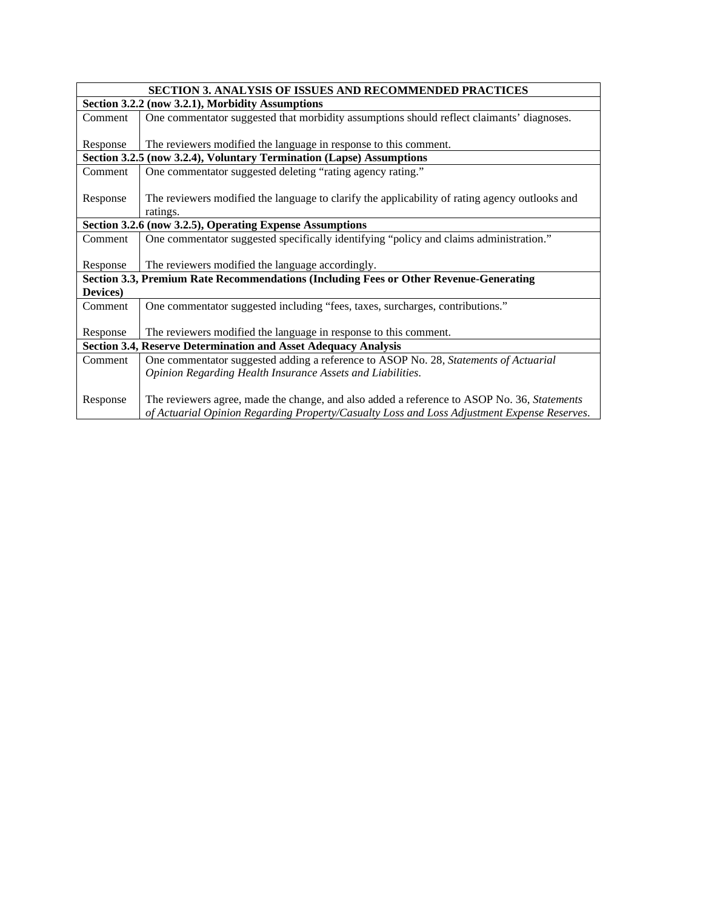| SECTION 3. ANALYSIS OF ISSUES AND RECOMMENDED PRACTICES | |
|---|---|
| **Section 3.2.2 (now 3.2.1), Morbidity Assumptions** | |
| Comment | One commentator suggested that morbidity assumptions should reflect claimants' diagnoses. |
| Response | The reviewers modified the language in response to this comment. |
| **Section 3.2.5 (now 3.2.4), Voluntary Termination (Lapse) Assumptions** | |
| Comment | One commentator suggested deleting "rating agency rating." |
| Response | The reviewers modified the language to clarify the applicability of rating agency outlooks and ratings. |
| **Section 3.2.6 (now 3.2.5), Operating Expense Assumptions** | |
| Comment | One commentator suggested specifically identifying "policy and claims administration." |
| Response | The reviewers modified the language accordingly. |
| **Section 3.3, Premium Rate Recommendations (Including Fees or Other Revenue-Generating Devices)** | |
| Comment | One commentator suggested including "fees, taxes, surcharges, contributions." |
| Response | The reviewers modified the language in response to this comment. |
| **Section 3.4, Reserve Determination and Asset Adequacy Analysis** | |
| Comment | One commentator suggested adding a reference to ASOP No. 28, *Statements of Actuarial Opinion Regarding Health Insurance Assets and Liabilities*. |
| Response | The reviewers agree, made the change, and also added a reference to ASOP No. 36, *Statements of Actuarial Opinion Regarding Property/Casualty Loss and Loss Adjustment Expense Reserves*. |